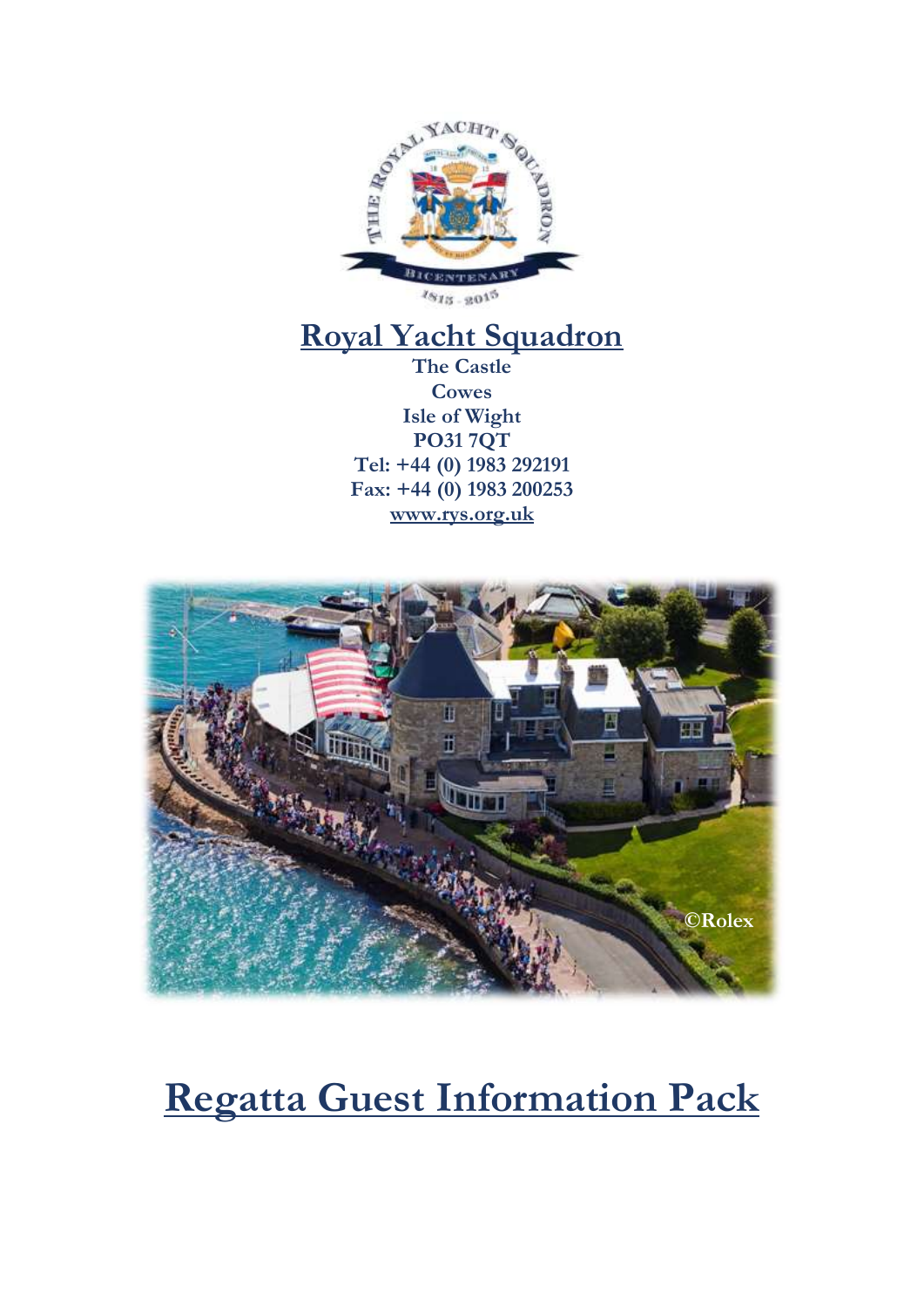# Royal Yacht Squadron

**The Castle**
**Cowes**
**Isle of Wight**
**PO31 7QT**
**Tel: +44 (0) 1983 292191**
**Fax: +44 (0) 1983 200253**
**www.rys.org.uk**

©Rolex

# Regatta Guest Information Pack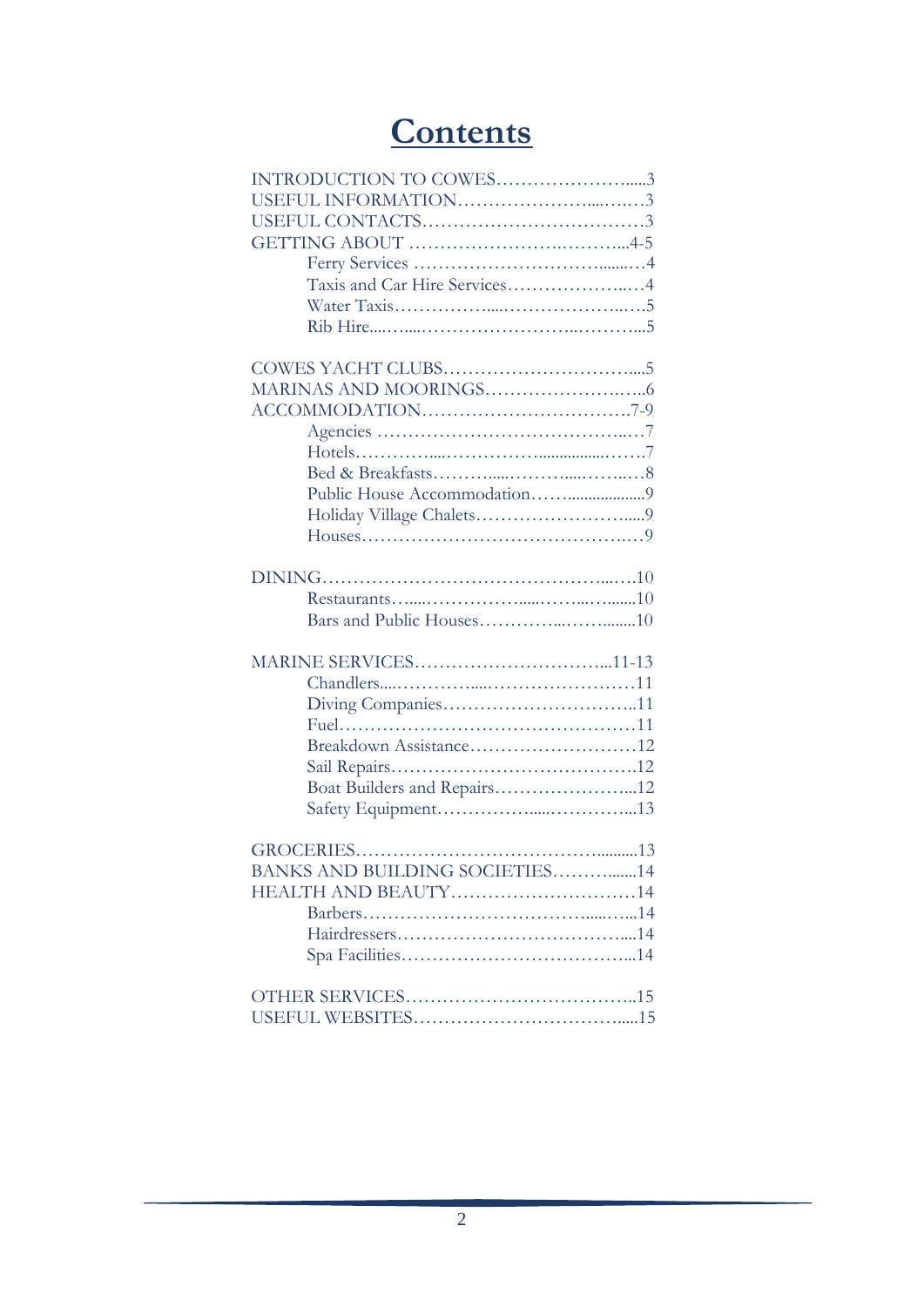# Contents

INTRODUCTION TO COWES.....................3
USEFUL INFORMATION.........................3
USEFUL CONTACTS..............................3
GETTING ABOUT ...............................4-5
- Ferry Services ..................................4
- Taxis and Car Hire Services...................4
- Water Taxis......................................5
- Rib Hire...........................................5

COWES YACHT CLUBS.........................5
MARINAS AND MOORINGS...................6
ACCOMMODATION..........................7-9
- Agencies ...........................................7
- Hotels...............................................7
- Bed & Breakfasts...............................8
- Public House Accommodation.................9
- Holiday Village Chalets........................9
- Houses...............................................9

DINING............................................10
- Restaurants.......................................10
- Bars and Public Houses........................10

MARINE SERVICES.........................11-13
- Chandlers..........................................11
- Diving Companies.................................11
- Fuel.................................................11
- Breakdown Assistance...........................12
- Sail Repairs.......................................12
- Boat Builders and Repairs.....................12
- Safety Equipment.................................13

GROCERIES......................................13
BANKS AND BUILDING SOCIETIES............14
HEALTH AND BEAUTY...........................14
- Barbers.............................................14
- Hairdressers.......................................14
- Spa Facilities......................................14

OTHER SERVICES...............................15
USEFUL WEBSITES...............................15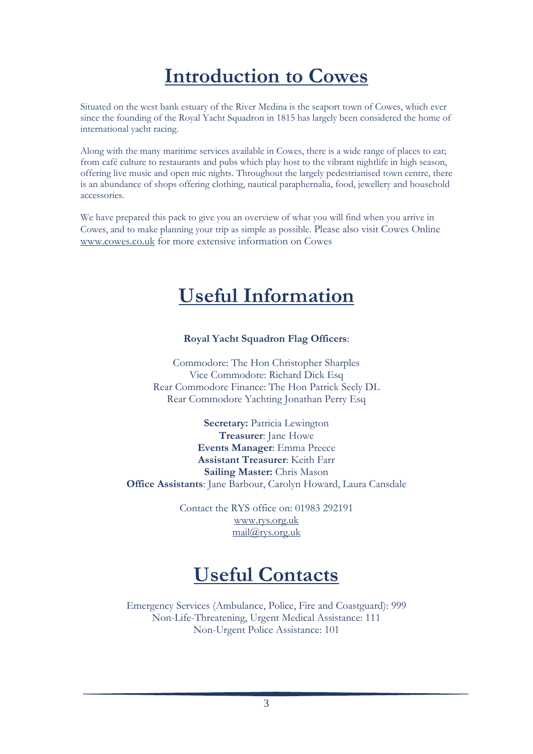# Introduction to Cowes

Situated on the west bank estuary of the River Medina is the seaport town of Cowes, which ever since the founding of the Royal Yacht Squadron in 1815 has largely been considered the home of international yacht racing.

Along with the many maritime services available in Cowes, there is a wide range of places to eat; from café culture to restaurants and pubs which play host to the vibrant nightlife in high season, offering live music and open mic nights. Throughout the largely pedestrianised town centre, there is an abundance of shops offering clothing, nautical paraphernalia, food, jewellery and household accessories.

We have prepared this pack to give you an overview of what you will find when you arrive in Cowes, and to make planning your trip as simple as possible. Please also visit Cowes Online www.cowes.co.uk for more extensive information on Cowes

# Useful Information

**Royal Yacht Squadron Flag Officers**:

Commodore: The Hon Christopher Sharples
Vice Commodore: Richard Dick Esq
Rear Commodore Finance: The Hon Patrick Seely DL
Rear Commodore Yachting Jonathan Perry Esq

**Secretary:** Patricia Lewington
**Treasurer**: Jane Howe
**Events Manager**: Emma Preece
**Assistant Treasurer**: Keith Farr
**Sailing Master:** Chris Mason
**Office Assistants**: Jane Barbour, Carolyn Howard, Laura Cansdale

Contact the RYS office on: 01983 292191
www.rys.org.uk
mail@rys.org.uk

# Useful Contacts

Emergency Services (Ambulance, Police, Fire and Coastguard): 999
Non-Life-Threatening, Urgent Medical Assistance: 111
Non-Urgent Police Assistance: 101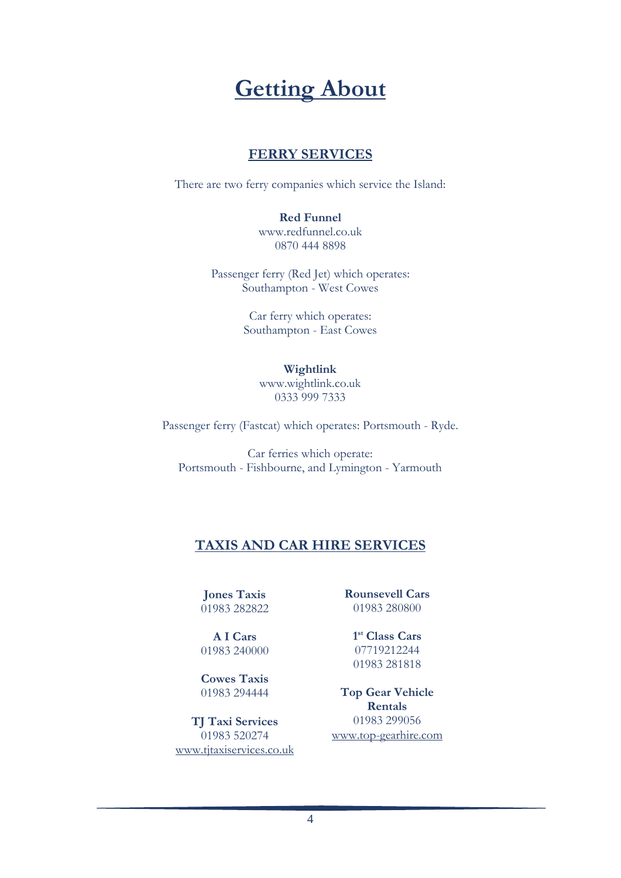# Getting About

## FERRY SERVICES

There are two ferry companies which service the Island:

**Red Funnel**
www.redfunnel.co.uk
0870 444 8898

Passenger ferry (Red Jet) which operates:
Southampton - West Cowes

Car ferry which operates:
Southampton - East Cowes

**Wightlink**
www.wightlink.co.uk
0333 999 7333

Passenger ferry (Fastcat) which operates: Portsmouth - Ryde.

Car ferries which operate:
Portsmouth - Fishbourne, and Lymington - Yarmouth

## TAXIS AND CAR HIRE SERVICES

**Jones Taxis**
01983 282822

**A I Cars**
01983 240000

**Cowes Taxis**
01983 294444

**TJ Taxi Services**
01983 520274
www.tjtaxiservices.co.uk

**Rounsevell Cars**
01983 280800

**1st Class Cars**
07719212244
01983 281818

**Top Gear Vehicle Rentals**
01983 299056
www.top-gearhire.com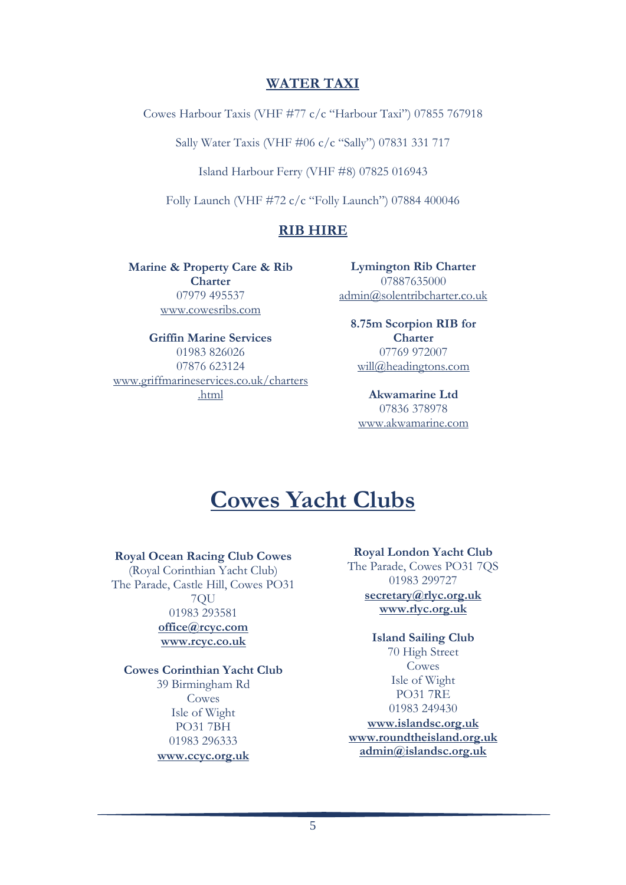## WATER TAXI

Cowes Harbour Taxis (VHF #77 c/c "Harbour Taxi") 07855 767918

Sally Water Taxis (VHF #06 c/c "Sally") 07831 331 717

Island Harbour Ferry (VHF #8) 07825 016943

Folly Launch (VHF #72 c/c "Folly Launch") 07884 400046

## RIB HIRE

**Marine & Property Care & Rib Charter**
07979 495537
www.cowesribs.com

**Griffin Marine Services**
01983 826026
07876 623124
www.griffmarineservices.co.uk/charters.html

**Lymington Rib Charter**
07887635000
admin@solentribcharter.co.uk

**8.75m Scorpion RIB for Charter**
07769 972007
will@headingtons.com

**Akwamarine Ltd**
07836 378978
www.akwamarine.com

# Cowes Yacht Clubs

**Royal Ocean Racing Club Cowes**
(Royal Corinthian Yacht Club)
The Parade, Castle Hill, Cowes PO31 7QU
01983 293581
**office@rcyc.com**
**www.rcyc.co.uk**

**Cowes Corinthian Yacht Club**
39 Birmingham Rd
Cowes
Isle of Wight
PO31 7BH
01983 296333
**www.ccyc.org.uk**

**Royal London Yacht Club**
The Parade, Cowes PO31 7QS
01983 299727
**secretary@rlyc.org.uk**
**www.rlyc.org.uk**

**Island Sailing Club**
70 High Street
Cowes
Isle of Wight
PO31 7RE
01983 249430
**www.islandsc.org.uk**
**www.roundtheisland.org.uk**
**admin@islandsc.org.uk**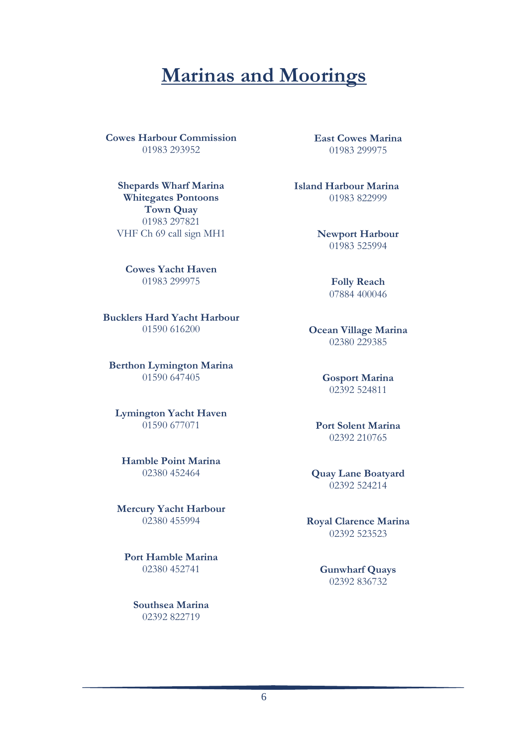# Marinas and Moorings

**Cowes Harbour Commission**
01983 293952

**Shepards Wharf Marina**
**Whitegates Pontoons**
**Town Quay**
01983 297821
VHF Ch 69 call sign MH1

**Cowes Yacht Haven**
01983 299975

**Bucklers Hard Yacht Harbour**
01590 616200

**Berthon Lymington Marina**
01590 647405

**Lymington Yacht Haven**
01590 677071

**Hamble Point Marina**
02380 452464

**Mercury Yacht Harbour**
02380 455994

**Port Hamble Marina**
02380 452741

**Southsea Marina**
02392 822719

**East Cowes Marina**
01983 299975

**Island Harbour Marina**
01983 822999

**Newport Harbour**
01983 525994

**Folly Reach**
07884 400046

**Ocean Village Marina**
02380 229385

**Gosport Marina**
02392 524811

**Port Solent Marina**
02392 210765

**Quay Lane Boatyard**
02392 524214

**Royal Clarence Marina**
02392 523523

**Gunwharf Quays**
02392 836732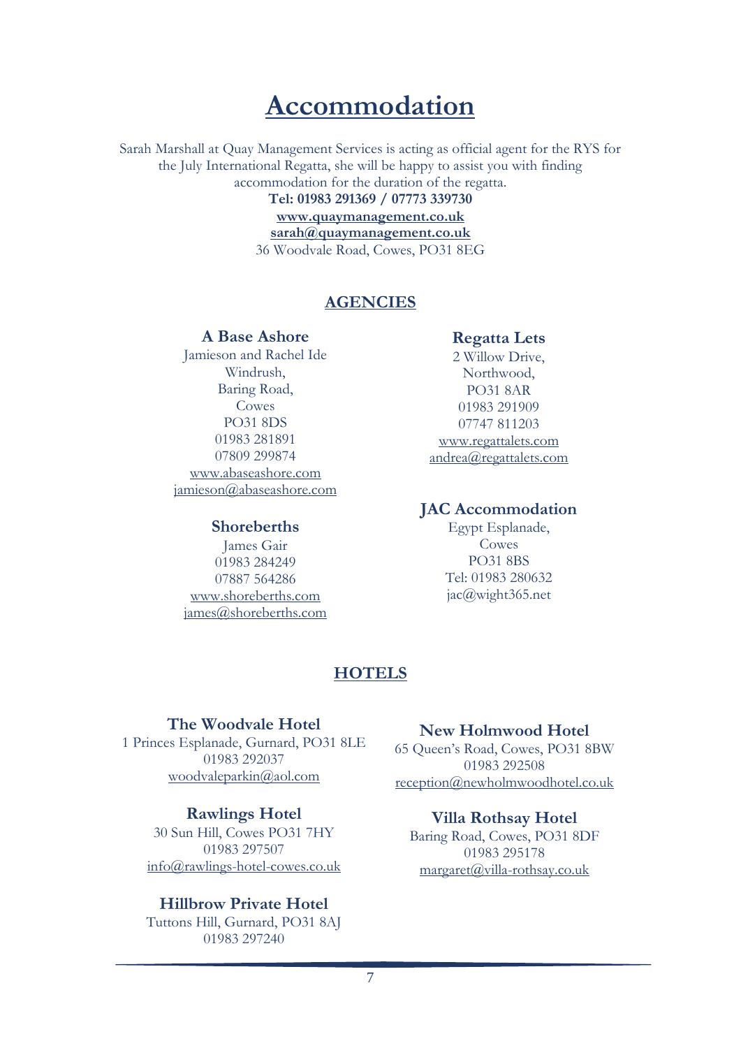# Accommodation

Sarah Marshall at Quay Management Services is acting as official agent for the RYS for the July International Regatta, she will be happy to assist you with finding accommodation for the duration of the regatta.

**Tel: 01983 291369 / 07773 339730**

**www.quaymanagement.co.uk**

**sarah@quaymanagement.co.uk**

36 Woodvale Road, Cowes, PO31 8EG

## AGENCIES

### A Base Ashore

Jamieson and Rachel Ide
Windrush,
Baring Road,
Cowes
PO31 8DS
01983 281891
07809 299874
www.abaseashore.com
jamieson@abaseashore.com

### Shoreberths

James Gair
01983 284249
07887 564286
www.shoreberths.com
james@shoreberths.com

### Regatta Lets

2 Willow Drive,
Northwood,
PO31 8AR
01983 291909
07747 811203
www.regattalets.com
andrea@regattalets.com

### JAC Accommodation

Egypt Esplanade,
Cowes
PO31 8BS
Tel: 01983 280632
jac@wight365.net

## HOTELS

### The Woodvale Hotel

1 Princes Esplanade, Gurnard, PO31 8LE
01983 292037
woodvaleparkin@aol.com

### Rawlings Hotel

30 Sun Hill, Cowes PO31 7HY
01983 297507
info@rawlings-hotel-cowes.co.uk

### Hillbrow Private Hotel

Tuttons Hill, Gurnard, PO31 8AJ
01983 297240

### New Holmwood Hotel

65 Queen's Road, Cowes, PO31 8BW
01983 292508
reception@newholmwoodhotel.co.uk

### Villa Rothsay Hotel

Baring Road, Cowes, PO31 8DF
01983 295178
margaret@villa-rothsay.co.uk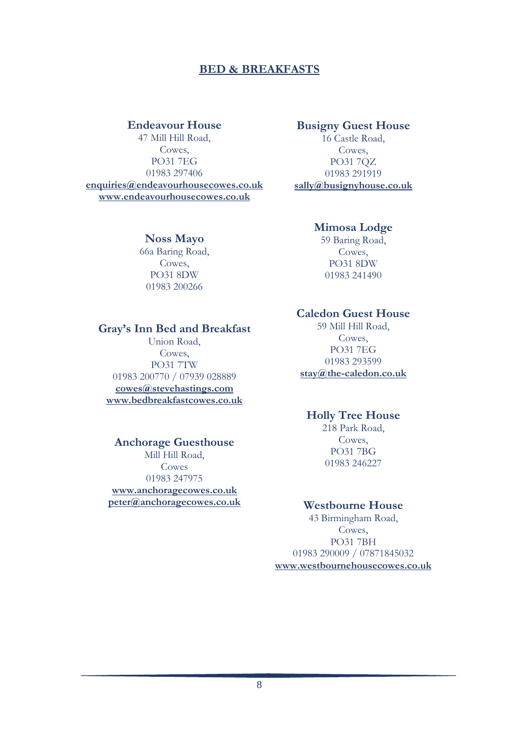# BED & BREAKFASTS

### Endeavour House

47 Mill Hill Road,
Cowes,
PO31 7EG
01983 297406
**enquiries@endeavourhousecowes.co.uk**
**www.endeavourhousecowes.co.uk**

### Noss Mayo

66a Baring Road,
Cowes,
PO31 8DW
01983 200266

### Gray's Inn Bed and Breakfast

Union Road,
Cowes,
PO31 7TW
01983 200770 / 07939 028889
**cowes@stevehastings.com**
**www.bedbreakfastcowes.co.uk**

### Anchorage Guesthouse

Mill Hill Road,
Cowes
01983 247975
**www.anchoragecowes.co.uk**
**peter@anchoragecowes.co.uk**

### Busigny Guest House

16 Castle Road,
Cowes,
PO31 7QZ
01983 291919
**sally@busignyhouse.co.uk**

### Mimosa Lodge

59 Baring Road,
Cowes,
PO31 8DW
01983 241490

### Caledon Guest House

59 Mill Hill Road,
Cowes,
PO31 7EG
01983 293599
**stay@the-caledon.co.uk**

### Holly Tree House

218 Park Road,
Cowes,
PO31 7BG
01983 246227

### Westbourne House

43 Birmingham Road,
Cowes,
PO31 7BH
01983 290009 / 07871845032
**www.westbournehousecowes.co.uk**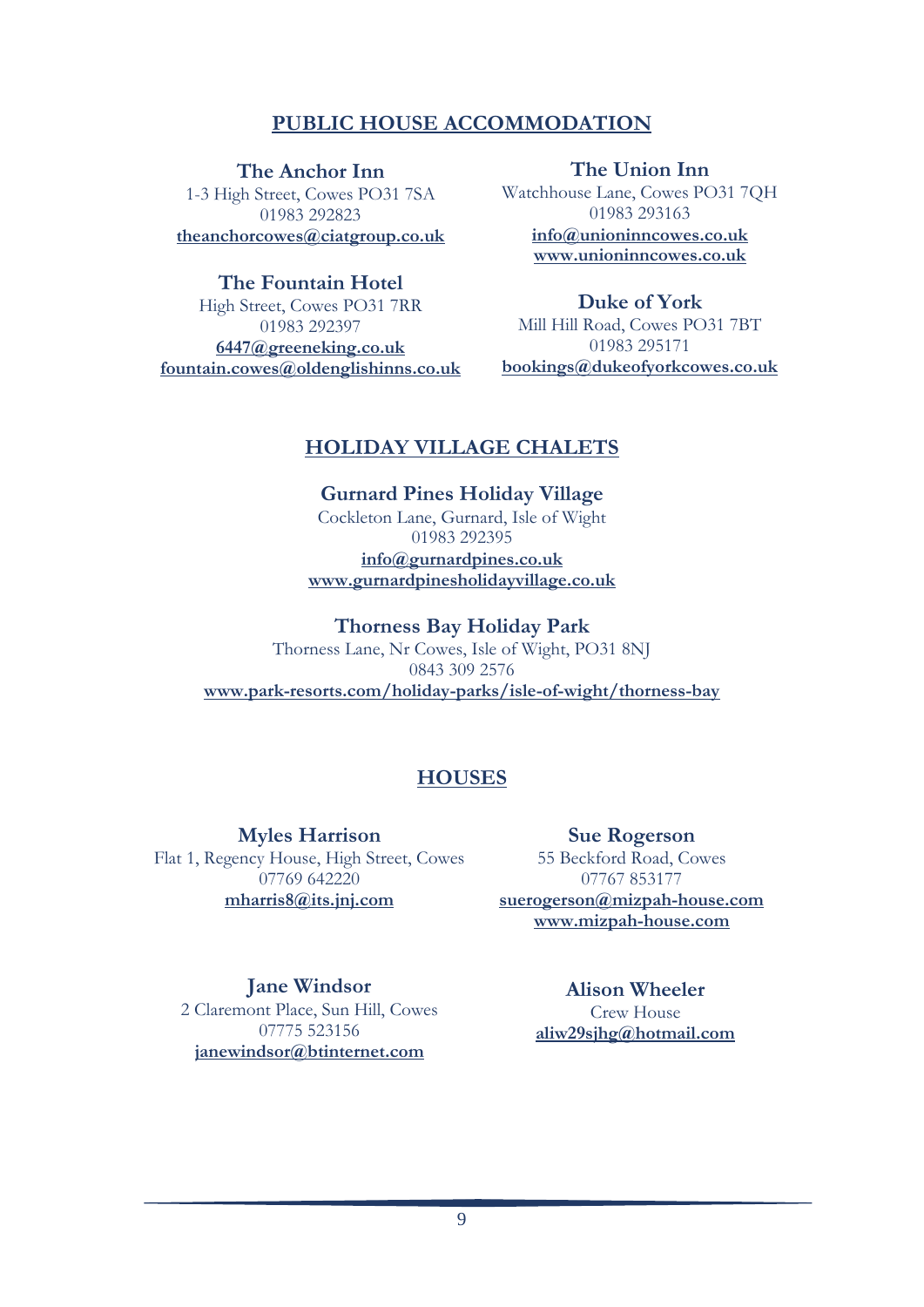## PUBLIC HOUSE ACCOMMODATION

**The Anchor Inn**
1-3 High Street, Cowes PO31 7SA
01983 292823
**theanchorcowes@ciatgroup.co.uk**

**The Fountain Hotel**
High Street, Cowes PO31 7RR
01983 292397
**6447@greeneking.co.uk**
**fountain.cowes@oldenglishinns.co.uk**

**The Union Inn**
Watchhouse Lane, Cowes PO31 7QH
01983 293163
**info@unioninncowes.co.uk**
**www.unioninncowes.co.uk**

**Duke of York**
Mill Hill Road, Cowes PO31 7BT
01983 295171
**bookings@dukeofyorkcowes.co.uk**

## HOLIDAY VILLAGE CHALETS

**Gurnard Pines Holiday Village**
Cockleton Lane, Gurnard, Isle of Wight
01983 292395
**info@gurnardpines.co.uk**
**www.gurnardpinesholidayvillage.co.uk**

**Thorness Bay Holiday Park**
Thorness Lane, Nr Cowes, Isle of Wight, PO31 8NJ
0843 309 2576
**www.park-resorts.com/holiday-parks/isle-of-wight/thorness-bay**

## HOUSES

**Myles Harrison**
Flat 1, Regency House, High Street, Cowes
07769 642220
**mharris8@its.jnj.com**

**Sue Rogerson**
55 Beckford Road, Cowes
07767 853177
**suerogerson@mizpah-house.com**
**www.mizpah-house.com**

**Jane Windsor**
2 Claremont Place, Sun Hill, Cowes
07775 523156
**janewindsor@btinternet.com**

**Alison Wheeler**
Crew House
**aliw29sjhg@hotmail.com**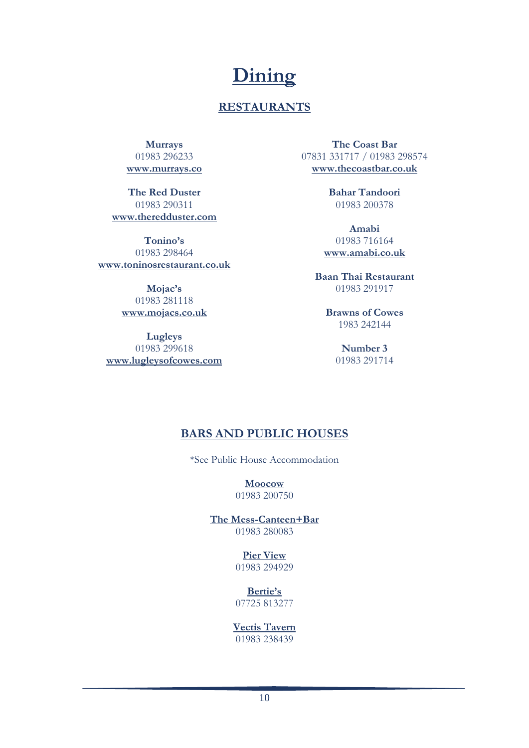# Dining

## RESTAURANTS

**Murrays**
01983 296233
**www.murrays.co**

**The Red Duster**
01983 290311
**www.theredduster.com**

**Tonino's**
01983 298464
**www.toninosrestaurant.co.uk**

**Mojac's**
01983 281118
**www.mojacs.co.uk**

**Lugleys**
01983 299618
**www.lugleysofcowes.com**

**The Coast Bar**
07831 331717 / 01983 298574
**www.thecoastbar.co.uk**

**Bahar Tandoori**
01983 200378

**Amabi**
01983 716164
**www.amabi.co.uk**

**Baan Thai Restaurant**
01983 291917

**Brawns of Cowes**
1983 242144

**Number 3**
01983 291714

## BARS AND PUBLIC HOUSES

*See Public House Accommodation

**Moocow**
01983 200750

**The Mess-Canteen+Bar**
01983 280083

**Pier View**
01983 294929

**Bertie's**
07725 813277

**Vectis Tavern**
01983 238439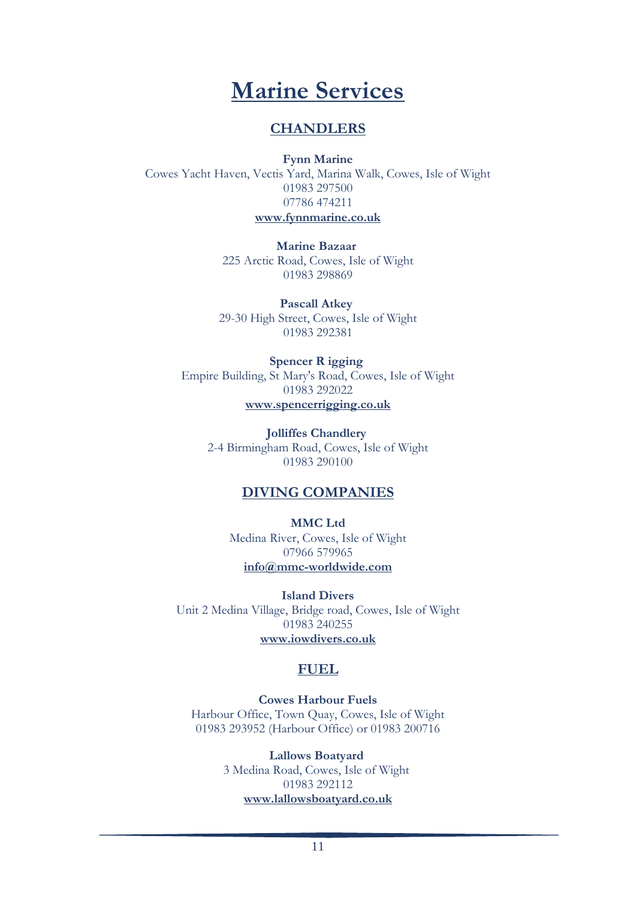# Marine Services

## CHANDLERS

**Fynn Marine**
Cowes Yacht Haven, Vectis Yard, Marina Walk, Cowes, Isle of Wight
01983 297500
07786 474211
**www.fynnmarine.co.uk**

**Marine Bazaar**
225 Arctic Road, Cowes, Isle of Wight
01983 298869

**Pascall Atkey**
29-30 High Street, Cowes, Isle of Wight
01983 292381

**Spencer R igging**
Empire Building, St Mary's Road, Cowes, Isle of Wight
01983 292022
**www.spencerrigging.co.uk**

**Jolliffes Chandlery**
2-4 Birmingham Road, Cowes, Isle of Wight
01983 290100

## DIVING COMPANIES

**MMC Ltd**
Medina River, Cowes, Isle of Wight
07966 579965
**info@mmc-worldwide.com**

**Island Divers**
Unit 2 Medina Village, Bridge road, Cowes, Isle of Wight
01983 240255
**www.iowdivers.co.uk**

## FUEL

**Cowes Harbour Fuels**
Harbour Office, Town Quay, Cowes, Isle of Wight
01983 293952 (Harbour Office) or 01983 200716

**Lallows Boatyard**
3 Medina Road, Cowes, Isle of Wight
01983 292112
**www.lallowsboatyard.co.uk**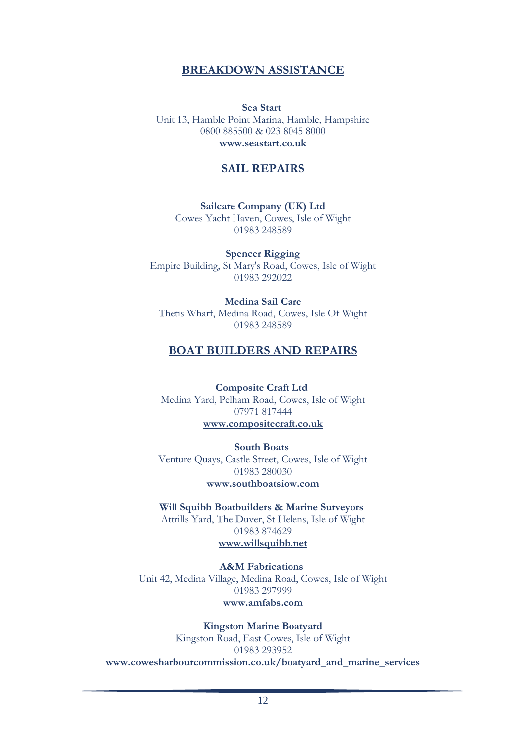## BREAKDOWN ASSISTANCE

**Sea Start**
Unit 13, Hamble Point Marina, Hamble, Hampshire
0800 885500 & 023 8045 8000
**www.seastart.co.uk**

## SAIL REPAIRS

**Sailcare Company (UK) Ltd**
Cowes Yacht Haven, Cowes, Isle of Wight
01983 248589

**Spencer Rigging**
Empire Building, St Mary's Road, Cowes, Isle of Wight
01983 292022

**Medina Sail Care**
Thetis Wharf, Medina Road, Cowes, Isle Of Wight
01983 248589

## BOAT BUILDERS AND REPAIRS

**Composite Craft Ltd**
Medina Yard, Pelham Road, Cowes, Isle of Wight
07971 817444
**www.compositecraft.co.uk**

**South Boats**
Venture Quays, Castle Street, Cowes, Isle of Wight
01983 280030
**www.southboatsiow.com**

**Will Squibb Boatbuilders & Marine Surveyors**
Attrills Yard, The Duver, St Helens, Isle of Wight
01983 874629
**www.willsquibb.net**

**A&M Fabrications**
Unit 42, Medina Village, Medina Road, Cowes, Isle of Wight
01983 297999
**www.amfabs.com**

**Kingston Marine Boatyard**
Kingston Road, East Cowes, Isle of Wight
01983 293952
**www.cowesharbourcommission.co.uk/boatyard_and_marine_services**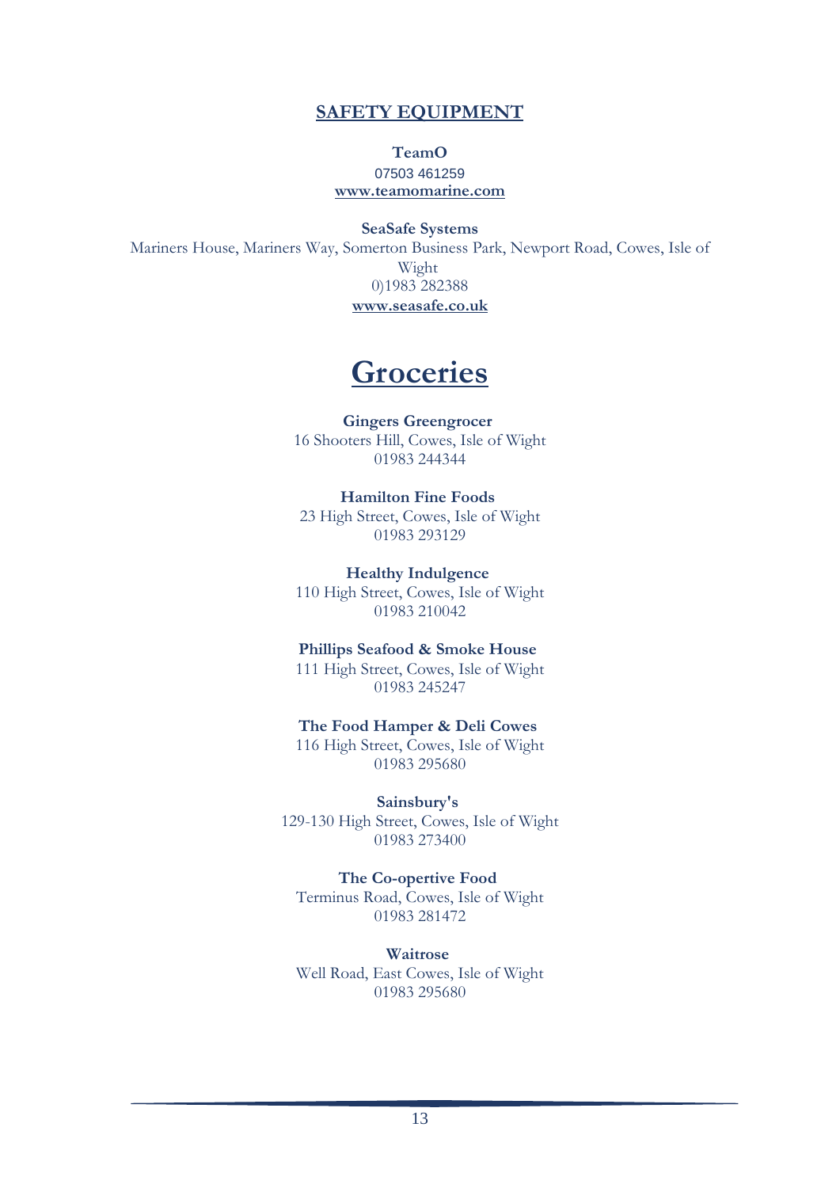## SAFETY EQUIPMENT

**TeamO**
07503 461259
www.teamomarine.com

**SeaSafe Systems**
Mariners House, Mariners Way, Somerton Business Park, Newport Road, Cowes, Isle of Wight
0)1983 282388
www.seasafe.co.uk

# Groceries

**Gingers Greengrocer**
16 Shooters Hill, Cowes, Isle of Wight
01983 244344

**Hamilton Fine Foods**
23 High Street, Cowes, Isle of Wight
01983 293129

**Healthy Indulgence**
110 High Street, Cowes, Isle of Wight
01983 210042

**Phillips Seafood & Smoke House**
111 High Street, Cowes, Isle of Wight
01983 245247

**The Food Hamper & Deli Cowes**
116 High Street, Cowes, Isle of Wight
01983 295680

**Sainsbury's**
129-130 High Street, Cowes, Isle of Wight
01983 273400

**The Co-opertive Food**
Terminus Road, Cowes, Isle of Wight
01983 281472

**Waitrose**
Well Road, East Cowes, Isle of Wight
01983 295680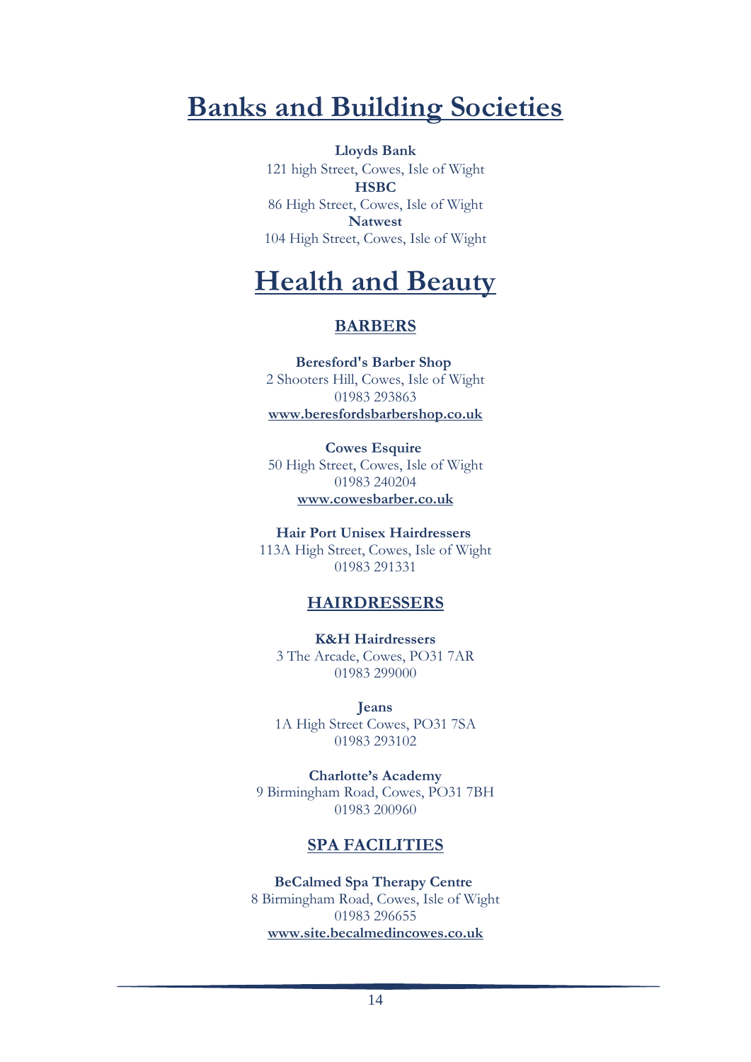# Banks and Building Societies

**Lloyds Bank**
121 high Street, Cowes, Isle of Wight
**HSBC**
86 High Street, Cowes, Isle of Wight
**Natwest**
104 High Street, Cowes, Isle of Wight

# Health and Beauty

## BARBERS

**Beresford's Barber Shop**
2 Shooters Hill, Cowes, Isle of Wight
01983 293863
**www.beresfordsbarbershop.co.uk**

**Cowes Esquire**
50 High Street, Cowes, Isle of Wight
01983 240204
**www.cowesbarber.co.uk**

**Hair Port Unisex Hairdressers**
113A High Street, Cowes, Isle of Wight
01983 291331

## HAIRDRESSERS

**K&H Hairdressers**
3 The Arcade, Cowes, PO31 7AR
01983 299000

**Jeans**
1A High Street Cowes, PO31 7SA
01983 293102

**Charlotte's Academy**
9 Birmingham Road, Cowes, PO31 7BH
01983 200960

## SPA FACILITIES

**BeCalmed Spa Therapy Centre**
8 Birmingham Road, Cowes, Isle of Wight
01983 296655
**www.site.becalmedincowes.co.uk**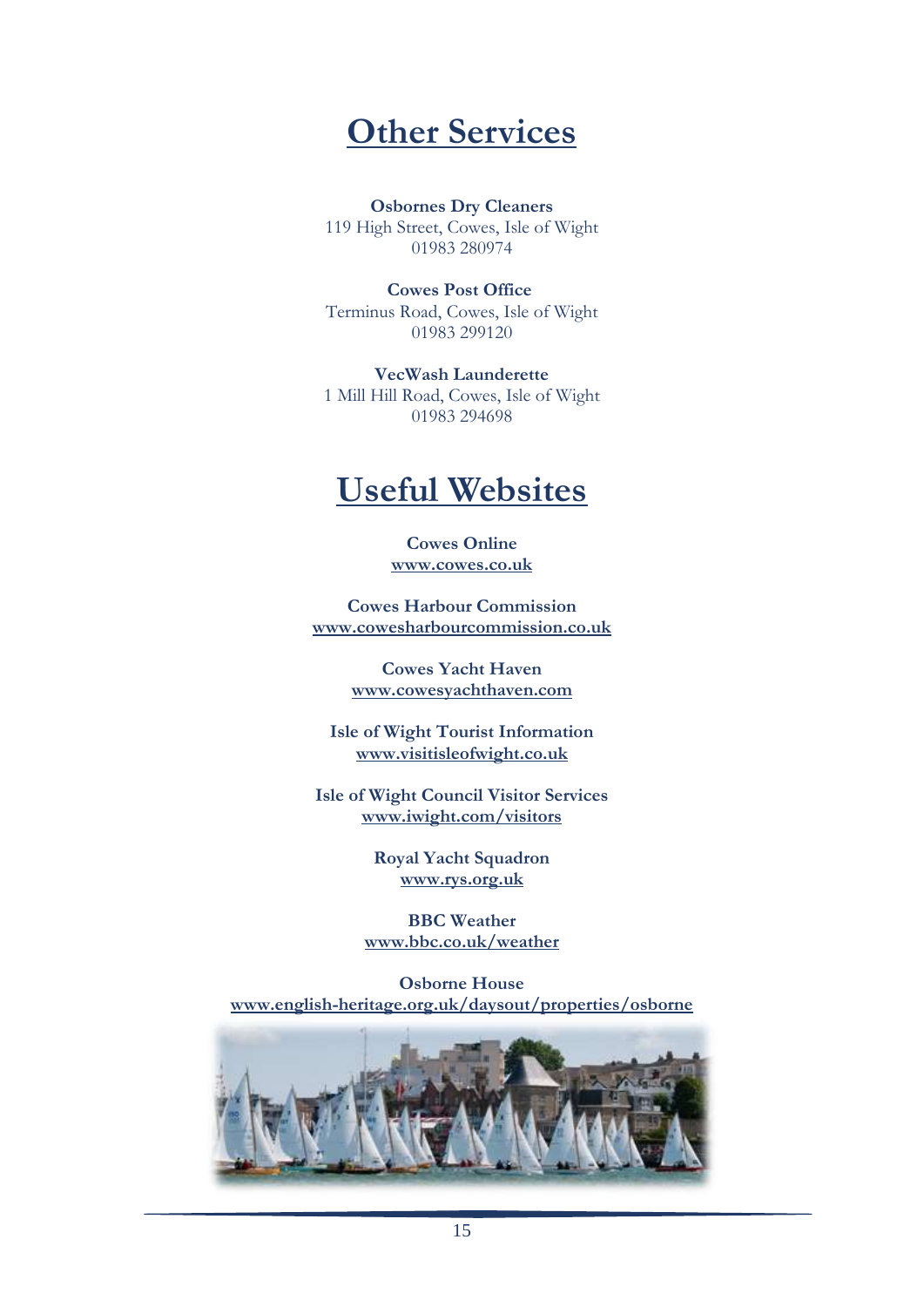# Other Services

**Osbornes Dry Cleaners**
119 High Street, Cowes, Isle of Wight
01983 280974

**Cowes Post Office**
Terminus Road, Cowes, Isle of Wight
01983 299120

**VecWash Launderette**
1 Mill Hill Road, Cowes, Isle of Wight
01983 294698

# Useful Websites

**Cowes Online**
**www.cowes.co.uk**

**Cowes Harbour Commission**
**www.cowesharbourcommission.co.uk**

**Cowes Yacht Haven**
**www.cowesyachthaven.com**

**Isle of Wight Tourist Information**
**www.visitisleofwight.co.uk**

**Isle of Wight Council Visitor Services**
**www.iwight.com/visitors**

**Royal Yacht Squadron**
**www.rys.org.uk**

**BBC Weather**
**www.bbc.co.uk/weather**

**Osborne House**
**www.english-heritage.org.uk/daysout/properties/osborne**